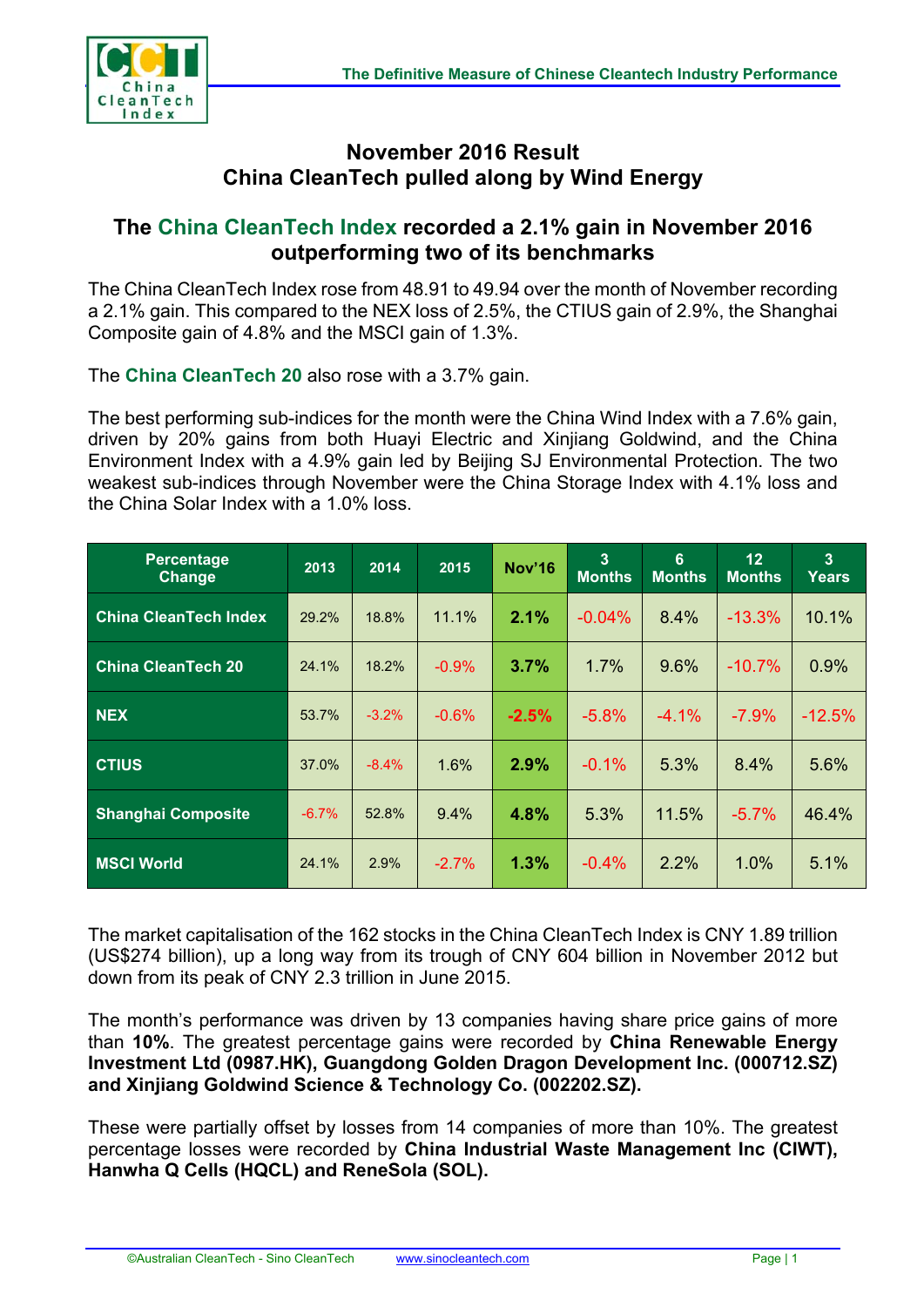# November 2016 Result
## China CleanTech pulled along by Wind Energy

## The China CleanTech Index recorded a 2.1% gain in November 2016 outperforming two of its benchmarks

The China CleanTech Index rose from 48.91 to 49.94 over the month of November recording a 2.1% gain. This compared to the NEX loss of 2.5%, the CTIUS gain of 2.9%, the Shanghai Composite gain of 4.8% and the MSCI gain of 1.3%.

The **China CleanTech 20** also rose with a 3.7% gain.

The best performing sub-indices for the month were the China Wind Index with a 7.6% gain, driven by 20% gains from both Huayi Electric and Xinjiang Goldwind, and the China Environment Index with a 4.9% gain led by Beijing SJ Environmental Protection. The two weakest sub-indices through November were the China Storage Index with 4.1% loss and the China Solar Index with a 1.0% loss.

| Percentage Change | 2013 | 2014 | 2015 | Nov'16 | 3 Months | 6 Months | 12 Months | 3 Years |
|---|---|---|---|---|---|---|---|---|
| China CleanTech Index | 29.2% | 18.8% | 11.1% | **2.1%** | -0.04% | 8.4% | -13.3% | 10.1% |
| China CleanTech 20 | 24.1% | 18.2% | -0.9% | **3.7%** | 1.7% | 9.6% | -10.7% | 0.9% |
| NEX | 53.7% | -3.2% | -0.6% | **-2.5%** | -5.8% | -4.1% | -7.9% | -12.5% |
| CTIUS | 37.0% | -8.4% | 1.6% | **2.9%** | -0.1% | 5.3% | 8.4% | 5.6% |
| Shanghai Composite | -6.7% | 52.8% | 9.4% | **4.8%** | 5.3% | 11.5% | -5.7% | 46.4% |
| MSCI World | 24.1% | 2.9% | -2.7% | **1.3%** | -0.4% | 2.2% | 1.0% | 5.1% |

The market capitalisation of the 162 stocks in the China CleanTech Index is CNY 1.89 trillion (US$274 billion), up a long way from its trough of CNY 604 billion in November 2012 but down from its peak of CNY 2.3 trillion in June 2015.

The month's performance was driven by 13 companies having share price gains of more than **10%**. The greatest percentage gains were recorded by **China Renewable Energy Investment Ltd (0987.HK), Guangdong Golden Dragon Development Inc. (000712.SZ) and Xinjiang Goldwind Science & Technology Co. (002202.SZ).**

These were partially offset by losses from 14 companies of more than 10%. The greatest percentage losses were recorded by **China Industrial Waste Management Inc (CIWT), Hanwha Q Cells (HQCL) and ReneSola (SOL).**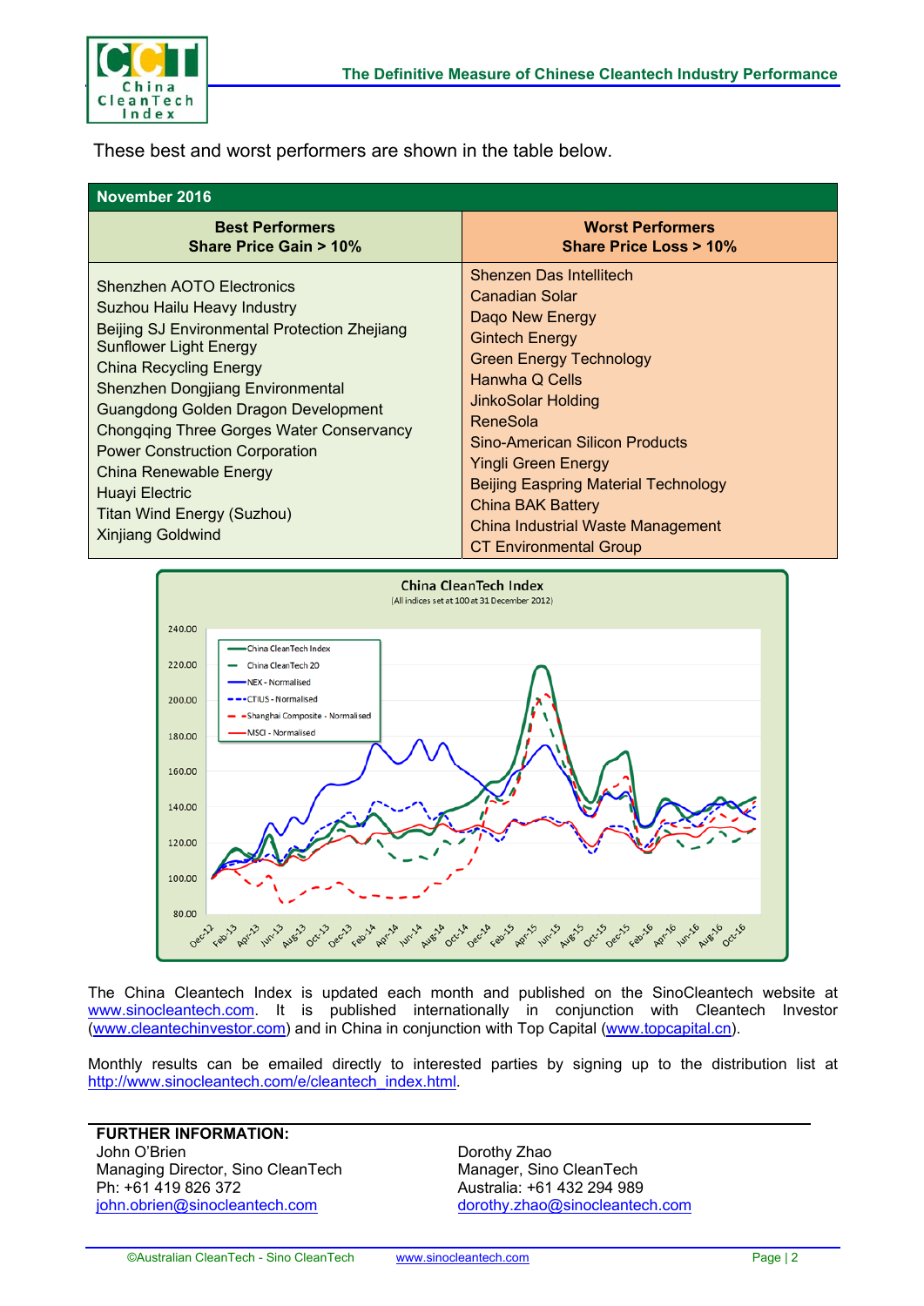These best and worst performers are shown in the table below.

| November 2016 | |
|---|---|
| **Best Performers Share Price Gain > 10%** | **Worst Performers Share Price Loss > 10%** |
| Shenzhen AOTO Electronics<br>Suzhou Hailu Heavy Industry<br>Beijing SJ Environmental Protection Zhejiang Sunflower Light Energy<br>China Recycling Energy<br>Shenzhen Dongjiang Environmental<br>Guangdong Golden Dragon Development<br>Chongqing Three Gorges Water Conservancy<br>Power Construction Corporation<br>China Renewable Energy<br>Huayi Electric<br>Titan Wind Energy (Suzhou)<br>Xinjiang Goldwind | Shenzen Das Intellitech<br>Canadian Solar<br>Daqo New Energy<br>Gintech Energy<br>Green Energy Technology<br>Hanwha Q Cells<br>JinkoSolar Holding<br>ReneSola<br>Sino-American Silicon Products<br>Yingli Green Energy<br>Beijing Easpring Material Technology<br>China BAK Battery<br>China Industrial Waste Management<br>CT Environmental Group |

China CleanTech Index
(All indices set at 100 at 31 December 2012)

China CleanTech Index
China CleanTech 20
NEX - Normalised
CTIUS - Normalised
Shanghai Composite - Normalised
MSCI - Normalised

240.00
220.00
200.00
180.00
160.00
140.00
120.00
100.00
80.00

Oct-12 Feb-13 Apr-13 Jun-13 Aug-13 Oct-13 Dec-13 Feb-14 Apr-14 Jun-14 Aug-14 Oct-14 Dec-14 Feb-15 Apr-15 Jun-15 Aug-15 Oct-15 Dec-15 Feb-16 Apr-16 Jun-16 Aug-16 Oct-16

The China Cleantech Index is updated each month and published on the SinoCleantech website at www.sinocleantech.com. It is published internationally in conjunction with Cleantech Investor (www.cleantechinvestor.com) and in China in conjunction with Top Capital (www.topcapital.cn).

Monthly results can be emailed directly to interested parties by signing up to the distribution list at http://www.sinocleantech.com/e/cleantech_index.html.

**FURTHER INFORMATION:**

John O'Brien
Managing Director, Sino CleanTech
Ph: +61 419 826 372
john.obrien@sinocleantech.com

Dorothy Zhao
Manager, Sino CleanTech
Australia: +61 432 294 989
dorothy.zhao@sinocleantech.com